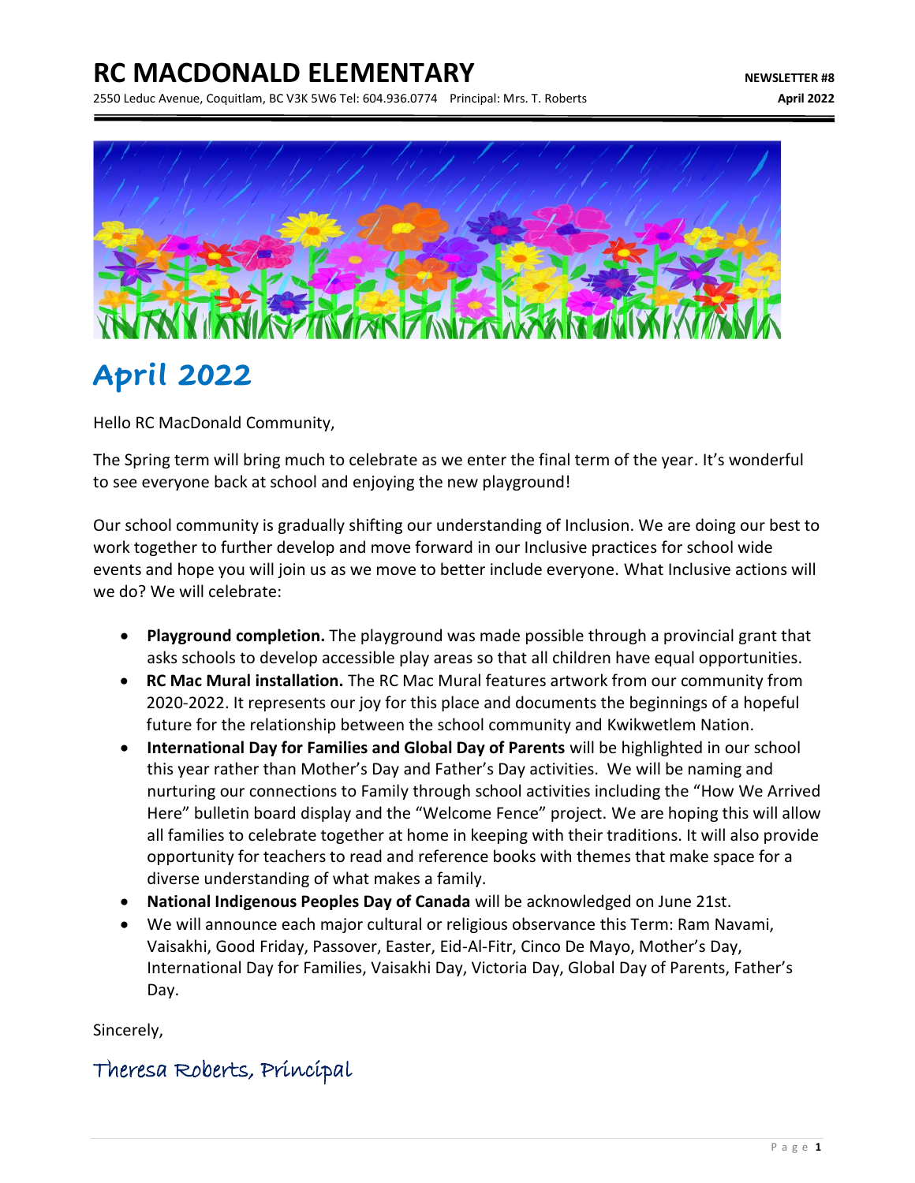# RC MACDONALD ELEMENTARY

2550 Leduc Avenue, Coquitlam, BC V3K 5W6 Tel: 604.936.0774 Principal: Mrs. T. Roberts

**NEWSLETTER #8**
**April 2022**

## April 2022

Hello RC MacDonald Community,

The Spring term will bring much to celebrate as we enter the final term of the year. It's wonderful to see everyone back at school and enjoying the new playground!

Our school community is gradually shifting our understanding of Inclusion. We are doing our best to work together to further develop and move forward in our Inclusive practices for school wide events and hope you will join us as we move to better include everyone. What Inclusive actions will we do? We will celebrate:

- **Playground completion.** The playground was made possible through a provincial grant that asks schools to develop accessible play areas so that all children have equal opportunities.
- **RC Mac Mural installation.** The RC Mac Mural features artwork from our community from 2020-2022. It represents our joy for this place and documents the beginnings of a hopeful future for the relationship between the school community and Kwikwetlem Nation.
- **International Day for Families and Global Day of Parents** will be highlighted in our school this year rather than Mother's Day and Father's Day activities. We will be naming and nurturing our connections to Family through school activities including the "How We Arrived Here" bulletin board display and the "Welcome Fence" project. We are hoping this will allow all families to celebrate together at home in keeping with their traditions. It will also provide opportunity for teachers to read and reference books with themes that make space for a diverse understanding of what makes a family.
- **National Indigenous Peoples Day of Canada** will be acknowledged on June 21st.
- We will announce each major cultural or religious observance this Term: Ram Navami, Vaisakhi, Good Friday, Passover, Easter, Eid-Al-Fitr, Cinco De Mayo, Mother's Day, International Day for Families, Vaisakhi Day, Victoria Day, Global Day of Parents, Father's Day.

Sincerely,

Theresa Roberts, Principal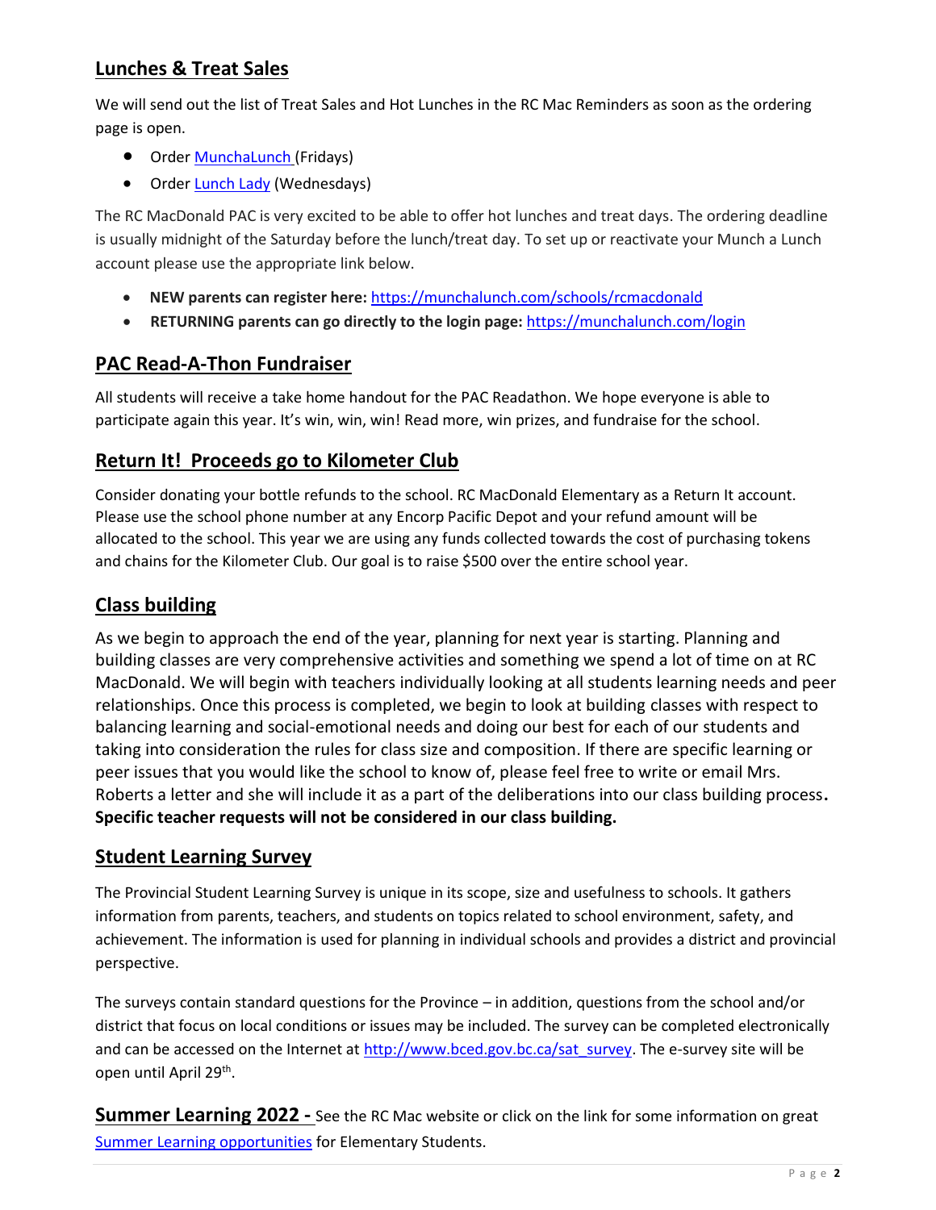## Lunches & Treat Sales

We will send out the list of Treat Sales and Hot Lunches in the RC Mac Reminders as soon as the ordering page is open.

- Order MunchaLunch (Fridays)
- Order Lunch Lady (Wednesdays)

The RC MacDonald PAC is very excited to be able to offer hot lunches and treat days. The ordering deadline is usually midnight of the Saturday before the lunch/treat day. To set up or reactivate your Munch a Lunch account please use the appropriate link below.

- **NEW parents can register here:** https://munchalunch.com/schools/rcmacdonald
- **RETURNING parents can go directly to the login page:** https://munchalunch.com/login

## PAC Read-A-Thon Fundraiser

All students will receive a take home handout for the PAC Readathon. We hope everyone is able to participate again this year. It's win, win, win! Read more, win prizes, and fundraise for the school.

## Return It! Proceeds go to Kilometer Club

Consider donating your bottle refunds to the school. RC MacDonald Elementary as a Return It account. Please use the school phone number at any Encorp Pacific Depot and your refund amount will be allocated to the school. This year we are using any funds collected towards the cost of purchasing tokens and chains for the Kilometer Club. Our goal is to raise $500 over the entire school year.

## Class building

As we begin to approach the end of the year, planning for next year is starting. Planning and building classes are very comprehensive activities and something we spend a lot of time on at RC MacDonald. We will begin with teachers individually looking at all students learning needs and peer relationships. Once this process is completed, we begin to look at building classes with respect to balancing learning and social-emotional needs and doing our best for each of our students and taking into consideration the rules for class size and composition. If there are specific learning or peer issues that you would like the school to know of, please feel free to write or email Mrs. Roberts a letter and she will include it as a part of the deliberations into our class building process. **Specific teacher requests will not be considered in our class building.**

## Student Learning Survey

The Provincial Student Learning Survey is unique in its scope, size and usefulness to schools. It gathers information from parents, teachers, and students on topics related to school environment, safety, and achievement. The information is used for planning in individual schools and provides a district and provincial perspective.

The surveys contain standard questions for the Province – in addition, questions from the school and/or district that focus on local conditions or issues may be included. The survey can be completed electronically and can be accessed on the Internet at http://www.bced.gov.bc.ca/sat_survey. The e-survey site will be open until April 29th.

**Summer Learning 2022 -** See the RC Mac website or click on the link for some information on great Summer Learning opportunities for Elementary Students.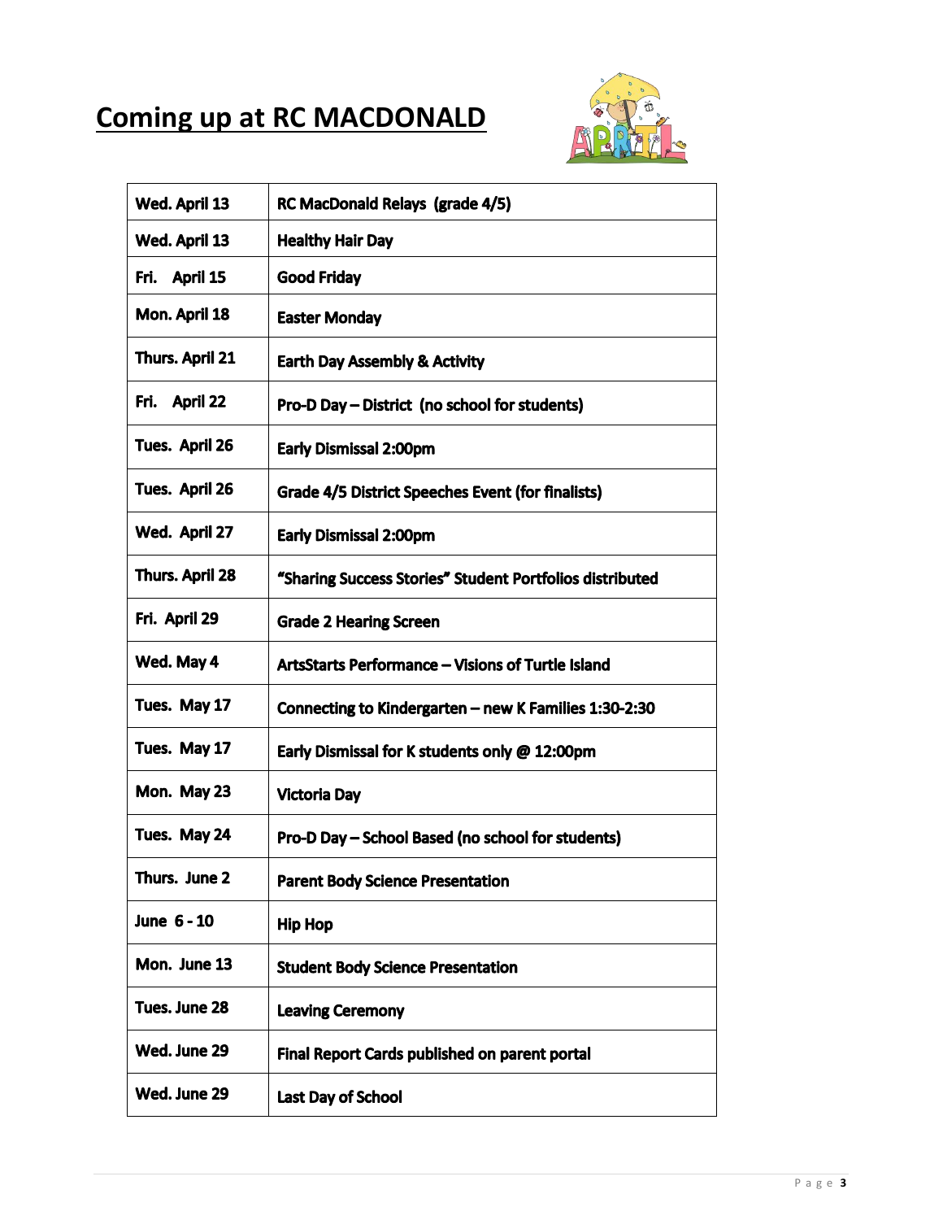# Coming up at RC MACDONALD

| | |
|---|---|
| **Wed. April 13** | **RC MacDonald Relays (grade 4/5)** |
| **Wed. April 13** | **Healthy Hair Day** |
| **Fri. April 15** | **Good Friday** |
| **Mon. April 18** | **Easter Monday** |
| **Thurs. April 21** | **Earth Day Assembly & Activity** |
| **Fri. April 22** | **Pro-D Day – District (no school for students)** |
| **Tues. April 26** | **Early Dismissal 2:00pm** |
| **Tues. April 26** | **Grade 4/5 District Speeches Event (for finalists)** |
| **Wed. April 27** | **Early Dismissal 2:00pm** |
| **Thurs. April 28** | **"Sharing Success Stories" Student Portfolios distributed** |
| **Fri. April 29** | **Grade 2 Hearing Screen** |
| **Wed. May 4** | **ArtsStarts Performance – Visions of Turtle Island** |
| **Tues. May 17** | **Connecting to Kindergarten – new K Families 1:30-2:30** |
| **Tues. May 17** | **Early Dismissal for K students only @ 12:00pm** |
| **Mon. May 23** | **Victoria Day** |
| **Tues. May 24** | **Pro-D Day – School Based (no school for students)** |
| **Thurs. June 2** | **Parent Body Science Presentation** |
| **June 6 - 10** | **Hip Hop** |
| **Mon. June 13** | **Student Body Science Presentation** |
| **Tues. June 28** | **Leaving Ceremony** |
| **Wed. June 29** | **Final Report Cards published on parent portal** |
| **Wed. June 29** | **Last Day of School** |